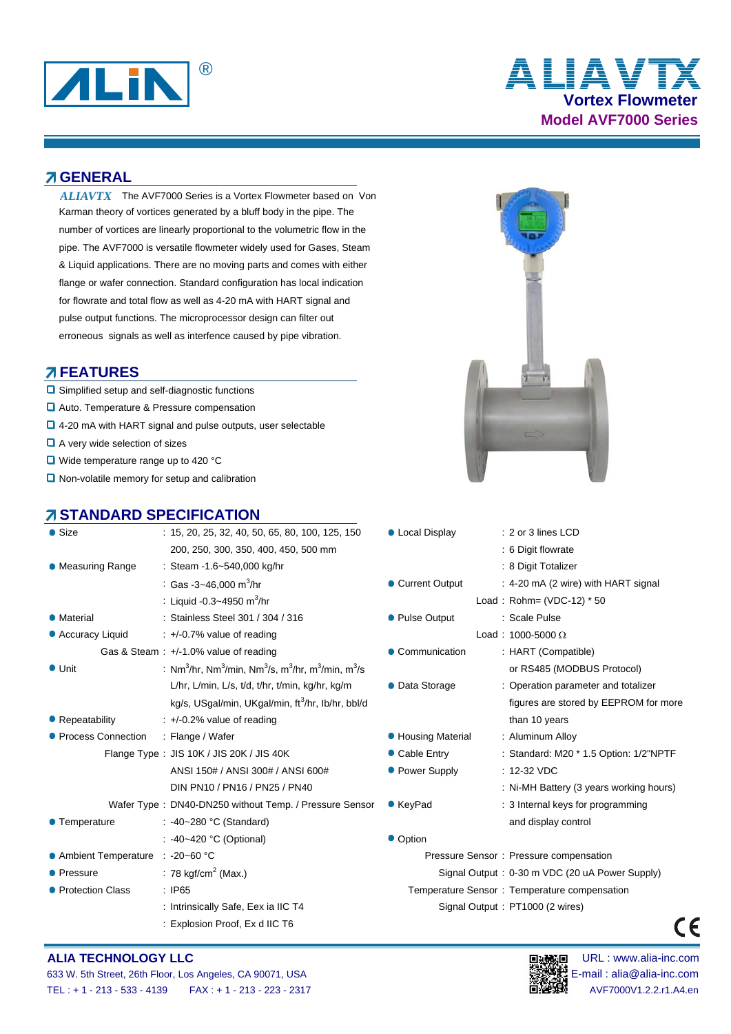# ALIAVTX Vortex Flowmeter

## Model AVF7000 Series

## GENERAL

*ALIAVTX* The AVF7000 Series is a Vortex Flowmeter based on Von Karman theory of vortices generated by a bluff body in the pipe. The number of vortices are linearly proportional to the volumetric flow in the pipe. The AVF7000 is versatile flowmeter widely used for Gases, Steam & Liquid applications. There are no moving parts and comes with either flange or wafer connection. Standard configuration has local indication for flowrate and total flow as well as 4-20 mA with HART signal and pulse output functions. The microprocessor design can filter out erroneous signals as well as interference caused by pipe vibration.

## FEATURES

- Simplified setup and self-diagnostic functions
- Auto. Temperature & Pressure compensation
- 4-20 mA with HART signal and pulse outputs, user selectable
- A very wide selection of sizes
- Wide temperature range up to 420 °C
- Non-volatile memory for setup and calibration

## STANDARD SPECIFICATION

- **Size** : 15, 20, 25, 32, 40, 50, 65, 80, 100, 125, 150, 200, 250, 300, 350, 400, 450, 500 mm
- **Measuring Range** : Steam -1.6~540,000 kg/hr
  : Gas -3~46,000 $m^3$/hr
  : Liquid -0.3~4950 $m^3$/hr
- **Material** : Stainless Steel 301 / 304 / 316
- **Accuracy Liquid** : +/-0.7% value of reading
  Gas & Steam : +/-1.0% value of reading
- **Unit** : $Nm^3$/hr, $Nm^3$/min, $Nm^3$/s, $m^3$/hr, $m^3$/min, $m^3$/s, L/hr, L/min, L/s, t/d, t/hr, t/min, kg/hr, kg/m, kg/s, USgal/min, UKgal/min, $ft^3$/hr, Ib/hr, bbl/d
- **Repeatability** : +/-0.2% value of reading
- **Process Connection** : Flange / Wafer
  Flange Type : JIS 10K / JIS 20K / JIS 40K, ANSI 150# / ANSI 300# / ANSI 600#, DIN PN10 / PN16 / PN25 / PN40
  Wafer Type : DN40-DN250 without Temp. / Pressure Sensor
- **Temperature** : -40~280 °C (Standard)
  : -40~420 °C (Optional)
- **Ambient Temperature** : -20~60 °C
- **Pressure** : 78 kgf/$cm^2$ (Max.)
- **Protection Class** : IP65
  : Intrinsically Safe, Eex ia IIC T4
  : Explosion Proof, Ex d IIC T6
- **Local Display** : 2 or 3 lines LCD
  : 6 Digit flowrate
  : 8 Digit Totalizer
- **Current Output** : 4-20 mA (2 wire) with HART signal
  Load : Rohm= (VDC-12) * 50
- **Pulse Output** : Scale Pulse
  Load : 1000-5000 Ω
- **Communication** : HART (Compatible) or RS485 (MODBUS Protocol)
- **Data Storage** : Operation parameter and totalizer figures are stored by EEPROM for more than 10 years
- **Housing Material** : Aluminum Alloy
- **Cable Entry** : Standard: M20 * 1.5 Option: 1/2"NPTF
- **Power Supply** : 12-32 VDC
  : Ni-MH Battery (3 years working hours)
- **KeyPad** : 3 Internal keys for programming and display control
- **Option**
  Pressure Sensor : Pressure compensation
  Signal Output : 0-30 m VDC (20 uA Power Supply)
  Temperature Sensor : Temperature compensation
  Signal Output : PT1000 (2 wires)

**ALIA TECHNOLOGY LLC**
633 W. 5th Street, 26th Floor, Los Angeles, CA 90071, USA
TEL : + 1 - 213 - 533 - 4139 FAX : + 1 - 213 - 223 - 2317
URL : www.alia-inc.com
E-mail : alia@alia-inc.com
AVF7000V1.2.2.r1.A4.en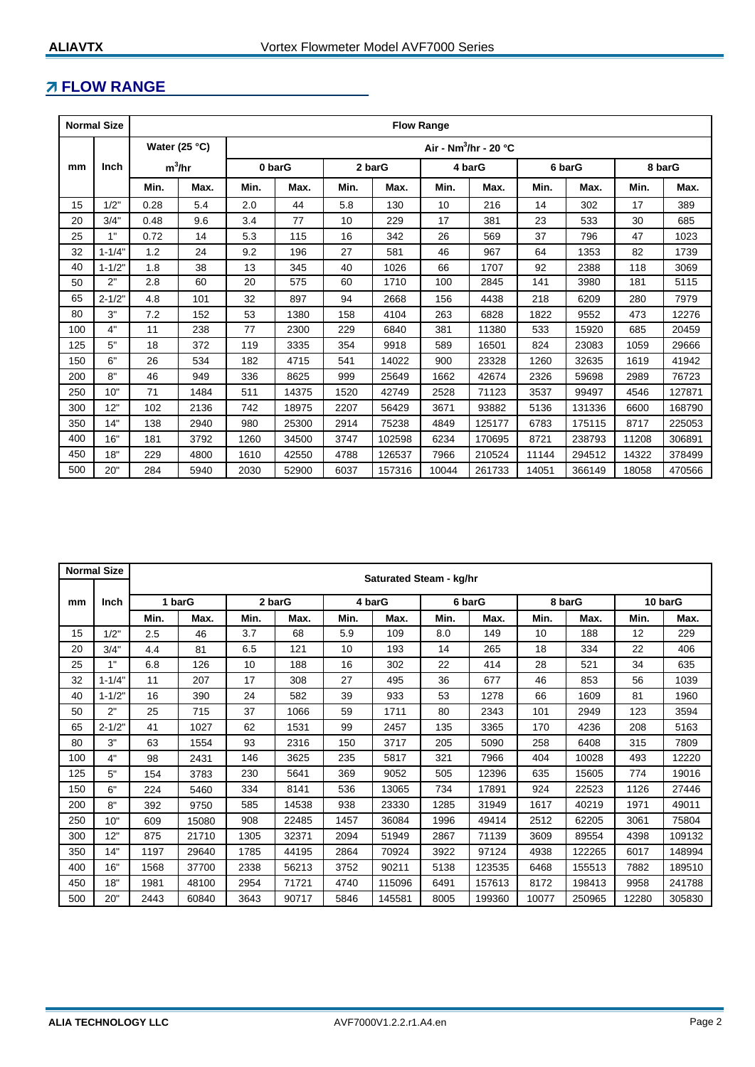## FLOW RANGE

| Normal Size | | Flow Range | | | | | | | | | | | | | |
|---|---|---|---|---|---|---|---|---|---|---|---|---|---|---|---|
| | | Water (25 °C) | | Air - $Nm^3/hr$ - 20 °C | | | | | | | | | | | |
| mm | Inch | $m^3/hr$ | | 0 barG | | 2 barG | | 4 barG | | 6 barG | | 8 barG | | | |
| | | Min. | Max. | Min. | Max. | Min. | Max. | Min. | Max. | Min. | Max. | Min. | Max. | | |
| 15 | 1/2" | 0.28 | 5.4 | 2.0 | 44 | 5.8 | 130 | 10 | 216 | 14 | 302 | 17 | 389 | | |
| 20 | 3/4" | 0.48 | 9.6 | 3.4 | 77 | 10 | 229 | 17 | 381 | 23 | 533 | 30 | 685 | | |
| 25 | 1" | 0.72 | 14 | 5.3 | 115 | 16 | 342 | 26 | 569 | 37 | 796 | 47 | 1023 | | |
| 32 | 1-1/4" | 1.2 | 24 | 9.2 | 196 | 27 | 581 | 46 | 967 | 64 | 1353 | 82 | 1739 | | |
| 40 | 1-1/2" | 1.8 | 38 | 13 | 345 | 40 | 1026 | 66 | 1707 | 92 | 2388 | 118 | 3069 | | |
| 50 | 2" | 2.8 | 60 | 20 | 575 | 60 | 1710 | 100 | 2845 | 141 | 3980 | 181 | 5115 | | |
| 65 | 2-1/2" | 4.8 | 101 | 32 | 897 | 94 | 2668 | 156 | 4438 | 218 | 6209 | 280 | 7979 | | |
| 80 | 3" | 7.2 | 152 | 53 | 1380 | 158 | 4104 | 263 | 6828 | 1822 | 9552 | 473 | 12276 | | |
| 100 | 4" | 11 | 238 | 77 | 2300 | 229 | 6840 | 381 | 11380 | 533 | 15920 | 685 | 20459 | | |
| 125 | 5" | 18 | 372 | 119 | 3335 | 354 | 9918 | 589 | 16501 | 824 | 23083 | 1059 | 29666 | | |
| 150 | 6" | 26 | 534 | 182 | 4715 | 541 | 14022 | 900 | 23328 | 1260 | 32635 | 1619 | 41942 | | |
| 200 | 8" | 46 | 949 | 336 | 8625 | 999 | 25649 | 1662 | 42674 | 2326 | 59698 | 2989 | 76723 | | |
| 250 | 10" | 71 | 1484 | 511 | 14375 | 1520 | 42749 | 2528 | 71123 | 3537 | 99497 | 4546 | 127871 | | |
| 300 | 12" | 102 | 2136 | 742 | 18975 | 2207 | 56429 | 3671 | 93882 | 5136 | 131336 | 6600 | 168790 | | |
| 350 | 14" | 138 | 2940 | 980 | 25300 | 2914 | 75238 | 4849 | 125177 | 6783 | 175115 | 8717 | 225053 | | |
| 400 | 16" | 181 | 3792 | 1260 | 34500 | 3747 | 102598 | 6234 | 170695 | 8721 | 238793 | 11208 | 306891 | | |
| 450 | 18" | 229 | 4800 | 1610 | 42550 | 4788 | 126537 | 7966 | 210524 | 11144 | 294512 | 14322 | 378499 | | |
| 500 | 20" | 284 | 5940 | 2030 | 52900 | 6037 | 157316 | 10044 | 261733 | 14051 | 366149 | 18058 | 470566 | | |

| Normal Size | | Saturated Steam - kg/hr | | | | | | | | | | | |
|---|---|---|---|---|---|---|---|---|---|---|---|---|---|
| mm | Inch | 1 barG | | 2 barG | | 4 barG | | 6 barG | | 8 barG | | 10 barG | |
| | | Min. | Max. | Min. | Max. | Min. | Max. | Min. | Max. | Min. | Max. | Min. | Max. |
| 15 | 1/2" | 2.5 | 46 | 3.7 | 68 | 5.9 | 109 | 8.0 | 149 | 10 | 188 | 12 | 229 |
| 20 | 3/4" | 4.4 | 81 | 6.5 | 121 | 10 | 193 | 14 | 265 | 18 | 334 | 22 | 406 |
| 25 | 1" | 6.8 | 126 | 10 | 188 | 16 | 302 | 22 | 414 | 28 | 521 | 34 | 635 |
| 32 | 1-1/4" | 11 | 207 | 17 | 308 | 27 | 495 | 36 | 677 | 46 | 853 | 56 | 1039 |
| 40 | 1-1/2" | 16 | 390 | 24 | 582 | 39 | 933 | 53 | 1278 | 66 | 1609 | 81 | 1960 |
| 50 | 2" | 25 | 715 | 37 | 1066 | 59 | 1711 | 80 | 2343 | 101 | 2949 | 123 | 3594 |
| 65 | 2-1/2" | 41 | 1027 | 62 | 1531 | 99 | 2457 | 135 | 3365 | 170 | 4236 | 208 | 5163 |
| 80 | 3" | 63 | 1554 | 93 | 2316 | 150 | 3717 | 205 | 5090 | 258 | 6408 | 315 | 7809 |
| 100 | 4" | 98 | 2431 | 146 | 3625 | 235 | 5817 | 321 | 7966 | 404 | 10028 | 493 | 12220 |
| 125 | 5" | 154 | 3783 | 230 | 5641 | 369 | 9052 | 505 | 12396 | 635 | 15605 | 774 | 19016 |
| 150 | 6" | 224 | 5460 | 334 | 8141 | 536 | 13065 | 734 | 17891 | 924 | 22523 | 1126 | 27446 |
| 200 | 8" | 392 | 9750 | 585 | 14538 | 938 | 23330 | 1285 | 31949 | 1617 | 40219 | 1971 | 49011 |
| 250 | 10" | 609 | 15080 | 908 | 22485 | 1457 | 36084 | 1996 | 49414 | 2512 | 62205 | 3061 | 75804 |
| 300 | 12" | 875 | 21710 | 1305 | 32371 | 2094 | 51949 | 2867 | 71139 | 3609 | 89554 | 4398 | 109132 |
| 350 | 14" | 1197 | 29640 | 1785 | 44195 | 2864 | 70924 | 3922 | 97124 | 4938 | 122265 | 6017 | 148994 |
| 400 | 16" | 1568 | 37700 | 2338 | 56213 | 3752 | 90211 | 5138 | 123535 | 6468 | 155513 | 7882 | 189510 |
| 450 | 18" | 1981 | 48100 | 2954 | 71721 | 4740 | 115096 | 6491 | 157613 | 8172 | 198413 | 9958 | 241788 |
| 500 | 20" | 2443 | 60840 | 3643 | 90717 | 5846 | 145581 | 8005 | 199360 | 10077 | 250965 | 12280 | 305830 |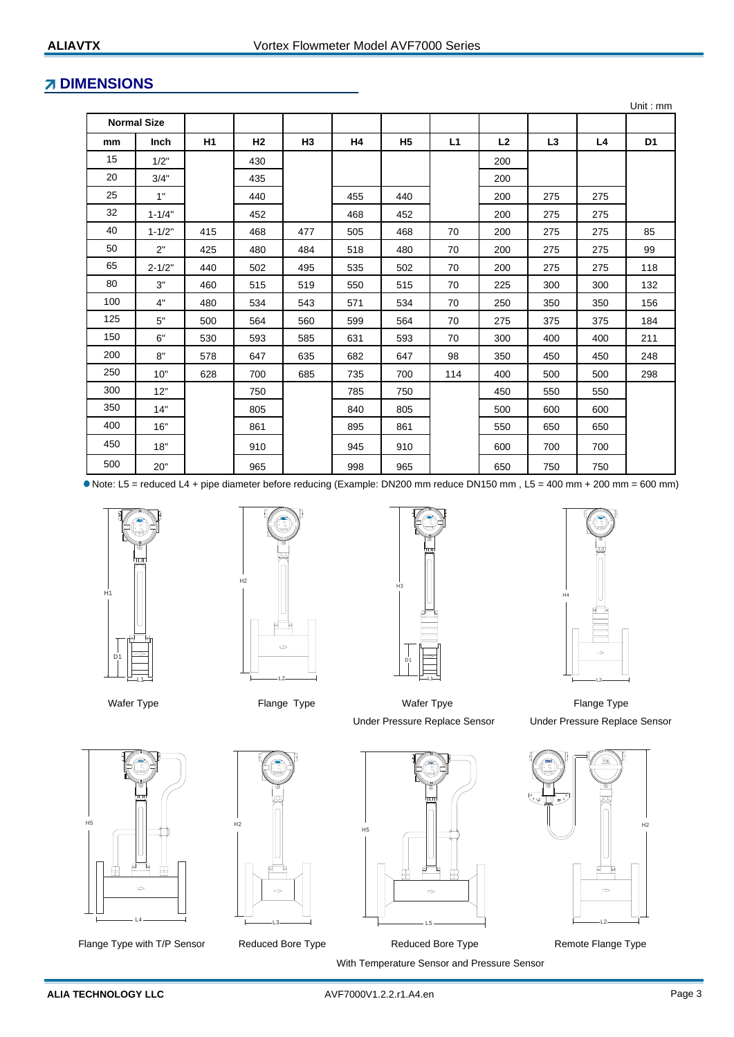## DIMENSIONS

Unit : mm

| Normal Size | | | | | | | | | | | |
|---|---|---|---|---|---|---|---|---|---|---|---|
| mm | Inch | H1 | H2 | H3 | H4 | H5 | L1 | L2 | L3 | L4 | D1 |
| 15 | 1/2" | | 430 | | | | | 200 | | | |
| 20 | 3/4" | | 435 | | | | | 200 | | | |
| 25 | 1" | | 440 | | 455 | 440 | | 200 | 275 | 275 | |
| 32 | 1-1/4" | | 452 | | 468 | 452 | | 200 | 275 | 275 | |
| 40 | 1-1/2" | 415 | 468 | 477 | 505 | 468 | 70 | 200 | 275 | 275 | 85 |
| 50 | 2" | 425 | 480 | 484 | 518 | 480 | 70 | 200 | 275 | 275 | 99 |
| 65 | 2-1/2" | 440 | 502 | 495 | 535 | 502 | 70 | 200 | 275 | 275 | 118 |
| 80 | 3" | 460 | 515 | 519 | 550 | 515 | 70 | 225 | 300 | 300 | 132 |
| 100 | 4" | 480 | 534 | 543 | 571 | 534 | 70 | 250 | 350 | 350 | 156 |
| 125 | 5" | 500 | 564 | 560 | 599 | 564 | 70 | 275 | 375 | 375 | 184 |
| 150 | 6" | 530 | 593 | 585 | 631 | 593 | 70 | 300 | 400 | 400 | 211 |
| 200 | 8" | 578 | 647 | 635 | 682 | 647 | 98 | 350 | 450 | 450 | 248 |
| 250 | 10" | 628 | 700 | 685 | 735 | 700 | 114 | 400 | 500 | 500 | 298 |
| 300 | 12" | | 750 | | 785 | 750 | | 450 | 550 | 550 | |
| 350 | 14" | | 805 | | 840 | 805 | | 500 | 600 | 600 | |
| 400 | 16" | | 861 | | 895 | 861 | | 550 | 650 | 650 | |
| 450 | 18" | | 910 | | 945 | 910 | | 600 | 700 | 700 | |
| 500 | 20" | | 965 | | 998 | 965 | | 650 | 750 | 750 | |

● Note: L5 = reduced L4 + pipe diameter before reducing (Example: DN200 mm reduce DN150 mm , L5 = 400 mm + 200 mm = 600 mm)

Wafer Type

Flange Type

Wafer Tpye Under Pressure Replace Sensor

Flange Type Under Pressure Replace Sensor

Flange Type with T/P Sensor

Reduced Bore Type

Reduced Bore Type With Temperature Sensor and Pressure Sensor

Remote Flange Type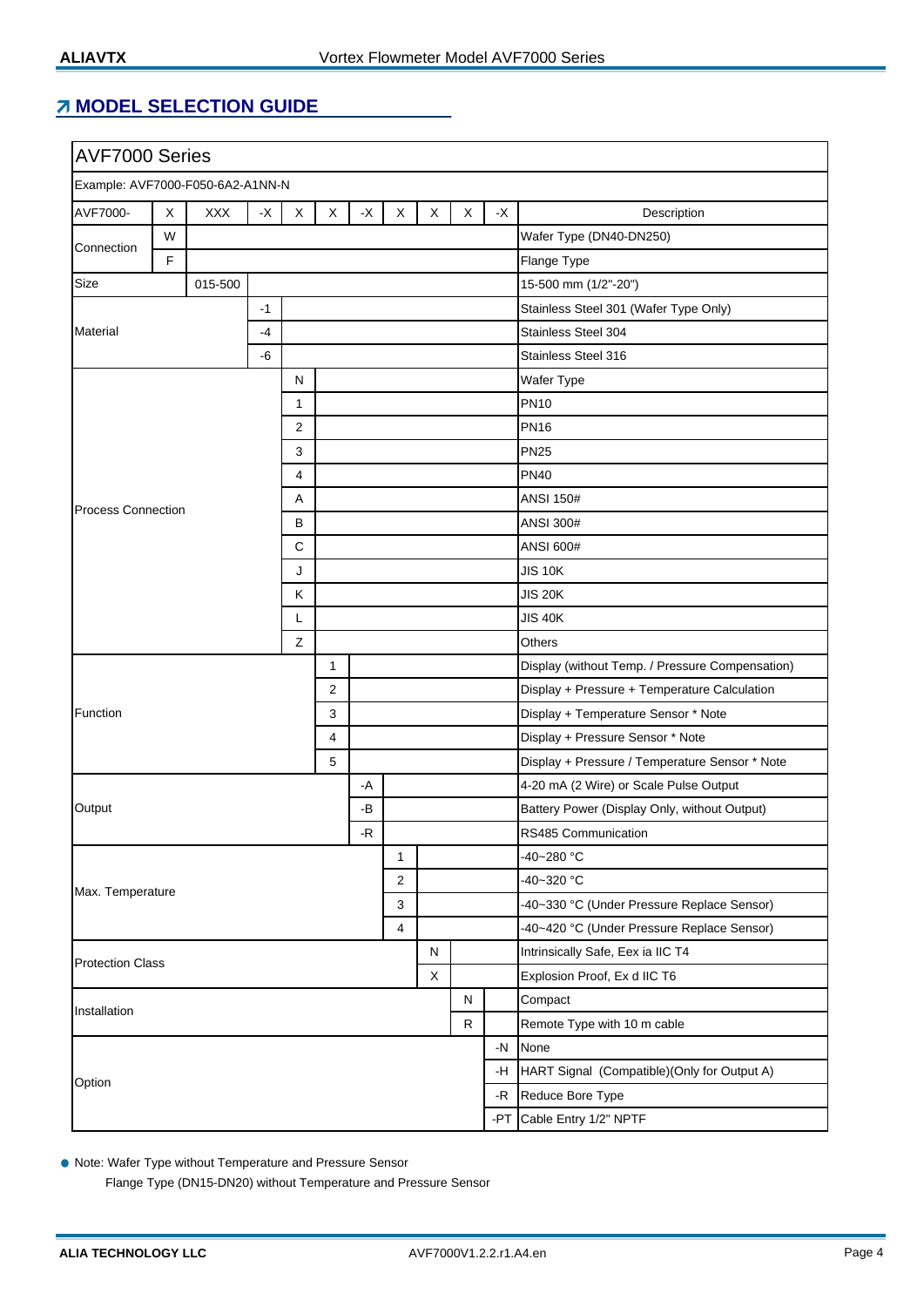## MODEL SELECTION GUIDE

| AVF7000 Series | | | | | | | | | | | |
|---|---|---|---|---|---|---|---|---|---|---|---|
| Example: AVF7000-F050-6A2-A1NN-N | | | | | | | | | | | |
| AVF7000- | X | XXX | -X | X | X | -X | X | X | X | -X | Description |
| Connection | W | | | | | | | | | | Wafer Type (DN40-DN250) |
| | F | | | | | | | | | | Flange Type |
| Size | | 015-500 | | | | | | | | | 15-500 mm (1/2"-20") |
| Material | | | -1 | | | | | | | | Stainless Steel 301 (Wafer Type Only) |
| | | | -4 | | | | | | | | Stainless Steel 304 |
| | | | -6 | | | | | | | | Stainless Steel 316 |
| Process Connection | | | | N | | | | | | | Wafer Type |
| | | | | 1 | | | | | | | PN10 |
| | | | | 2 | | | | | | | PN16 |
| | | | | 3 | | | | | | | PN25 |
| | | | | 4 | | | | | | | PN40 |
| | | | | A | | | | | | | ANSI 150# |
| | | | | B | | | | | | | ANSI 300# |
| | | | | C | | | | | | | ANSI 600# |
| | | | | J | | | | | | | JIS 10K |
| | | | | K | | | | | | | JIS 20K |
| | | | | L | | | | | | | JIS 40K |
| | | | | Z | | | | | | | Others |
| Function | | | | | 1 | | | | | | Display (without Temp. / Pressure Compensation) |
| | | | | | 2 | | | | | | Display + Pressure + Temperature Calculation |
| | | | | | 3 | | | | | | Display + Temperature Sensor * Note |
| | | | | | 4 | | | | | | Display + Pressure Sensor * Note |
| | | | | | 5 | | | | | | Display + Pressure / Temperature Sensor * Note |
| Output | | | | | | -A | | | | | 4-20 mA (2 Wire) or Scale Pulse Output |
| | | | | | | -B | | | | | Battery Power (Display Only, without Output) |
| | | | | | | -R | | | | | RS485 Communication |
| Max. Temperature | | | | | | | 1 | | | | -40~280 °C |
| | | | | | | | 2 | | | | -40~320 °C |
| | | | | | | | 3 | | | | -40~330 °C (Under Pressure Replace Sensor) |
| | | | | | | | 4 | | | | -40~420 °C (Under Pressure Replace Sensor) |
| Protection Class | | | | | | | | N | | | Intrinsically Safe, Eex ia IIC T4 |
| | | | | | | | | X | | | Explosion Proof, Ex d IIC T6 |
| Installation | | | | | | | | | N | | Compact |
| | | | | | | | | | R | | Remote Type with 10 m cable |
| Option | | | | | | | | | | -N | None |
| | | | | | | | | | | -H | HART Signal (Compatible)(Only for Output A) |
| | | | | | | | | | | -R | Reduce Bore Type |
| | | | | | | | | | | -PT | Cable Entry 1/2" NPTF |

- Note: Wafer Type without Temperature and Pressure Sensor
  Flange Type (DN15-DN20) without Temperature and Pressure Sensor